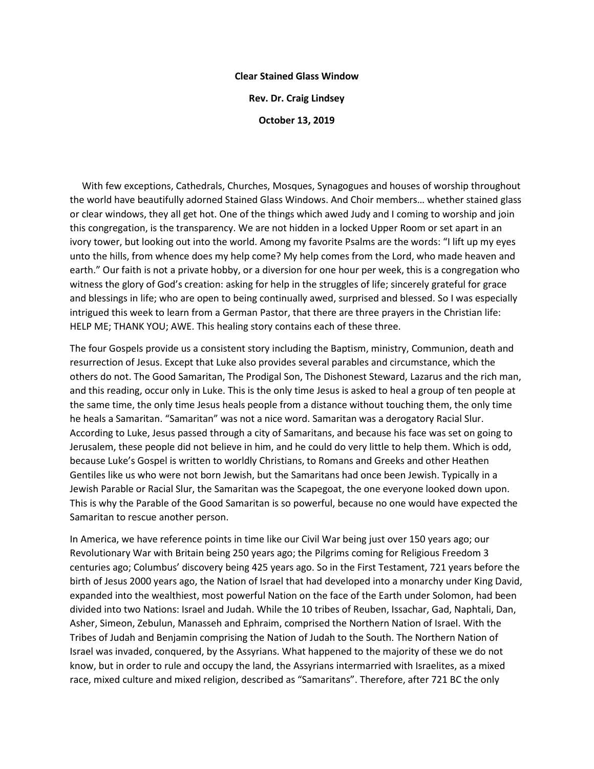**Clear Stained Glass Window**

**Rev. Dr. Craig Lindsey**

**October 13, 2019**

With few exceptions, Cathedrals, Churches, Mosques, Synagogues and houses of worship throughout the world have beautifully adorned Stained Glass Windows. And Choir members… whether stained glass or clear windows, they all get hot. One of the things which awed Judy and I coming to worship and join this congregation, is the transparency. We are not hidden in a locked Upper Room or set apart in an ivory tower, but looking out into the world. Among my favorite Psalms are the words: "I lift up my eyes unto the hills, from whence does my help come? My help comes from the Lord, who made heaven and earth." Our faith is not a private hobby, or a diversion for one hour per week, this is a congregation who witness the glory of God's creation: asking for help in the struggles of life; sincerely grateful for grace and blessings in life; who are open to being continually awed, surprised and blessed. So I was especially intrigued this week to learn from a German Pastor, that there are three prayers in the Christian life: HELP ME; THANK YOU; AWE. This healing story contains each of these three.

The four Gospels provide us a consistent story including the Baptism, ministry, Communion, death and resurrection of Jesus. Except that Luke also provides several parables and circumstance, which the others do not. The Good Samaritan, The Prodigal Son, The Dishonest Steward, Lazarus and the rich man, and this reading, occur only in Luke. This is the only time Jesus is asked to heal a group of ten people at the same time, the only time Jesus heals people from a distance without touching them, the only time he heals a Samaritan. "Samaritan" was not a nice word. Samaritan was a derogatory Racial Slur. According to Luke, Jesus passed through a city of Samaritans, and because his face was set on going to Jerusalem, these people did not believe in him, and he could do very little to help them. Which is odd, because Luke's Gospel is written to worldly Christians, to Romans and Greeks and other Heathen Gentiles like us who were not born Jewish, but the Samaritans had once been Jewish. Typically in a Jewish Parable or Racial Slur, the Samaritan was the Scapegoat, the one everyone looked down upon. This is why the Parable of the Good Samaritan is so powerful, because no one would have expected the Samaritan to rescue another person.

In America, we have reference points in time like our Civil War being just over 150 years ago; our Revolutionary War with Britain being 250 years ago; the Pilgrims coming for Religious Freedom 3 centuries ago; Columbus' discovery being 425 years ago. So in the First Testament, 721 years before the birth of Jesus 2000 years ago, the Nation of Israel that had developed into a monarchy under King David, expanded into the wealthiest, most powerful Nation on the face of the Earth under Solomon, had been divided into two Nations: Israel and Judah. While the 10 tribes of Reuben, Issachar, Gad, Naphtali, Dan, Asher, Simeon, Zebulun, Manasseh and Ephraim, comprised the Northern Nation of Israel. With the Tribes of Judah and Benjamin comprising the Nation of Judah to the South. The Northern Nation of Israel was invaded, conquered, by the Assyrians. What happened to the majority of these we do not know, but in order to rule and occupy the land, the Assyrians intermarried with Israelites, as a mixed race, mixed culture and mixed religion, described as "Samaritans". Therefore, after 721 BC the only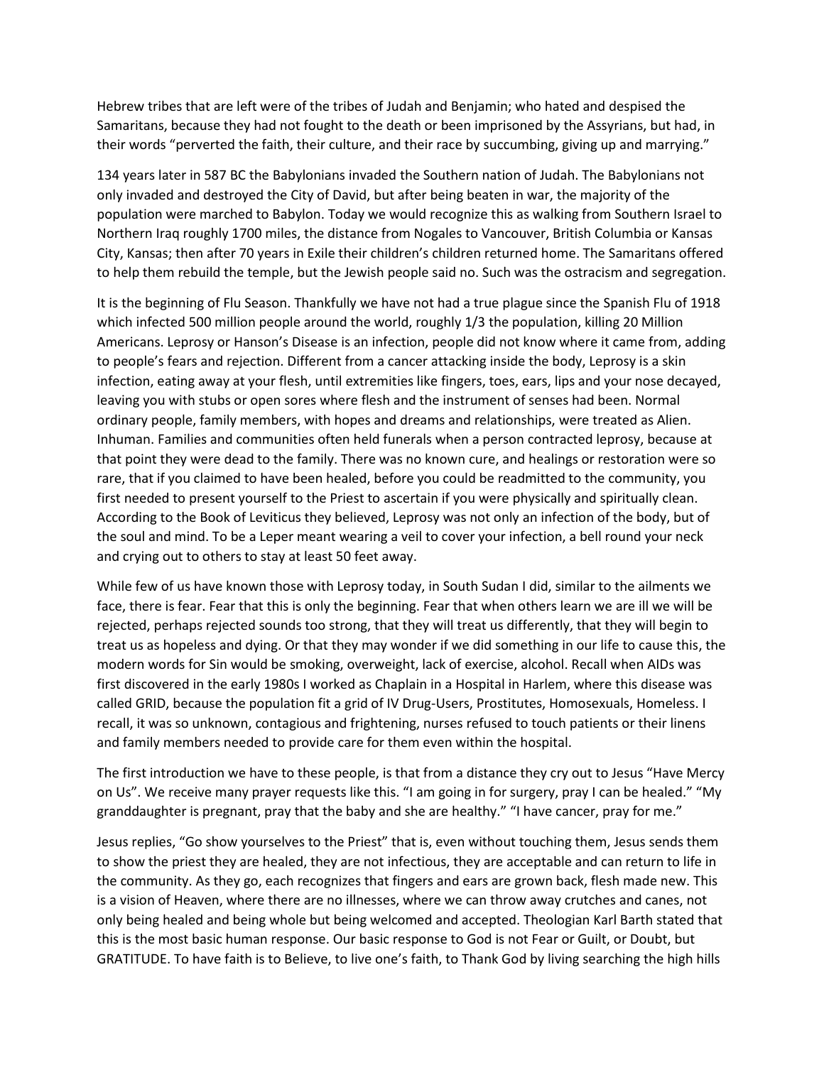Hebrew tribes that are left were of the tribes of Judah and Benjamin; who hated and despised the Samaritans, because they had not fought to the death or been imprisoned by the Assyrians, but had, in their words "perverted the faith, their culture, and their race by succumbing, giving up and marrying."

134 years later in 587 BC the Babylonians invaded the Southern nation of Judah. The Babylonians not only invaded and destroyed the City of David, but after being beaten in war, the majority of the population were marched to Babylon. Today we would recognize this as walking from Southern Israel to Northern Iraq roughly 1700 miles, the distance from Nogales to Vancouver, British Columbia or Kansas City, Kansas; then after 70 years in Exile their children's children returned home. The Samaritans offered to help them rebuild the temple, but the Jewish people said no. Such was the ostracism and segregation.

It is the beginning of Flu Season. Thankfully we have not had a true plague since the Spanish Flu of 1918 which infected 500 million people around the world, roughly 1/3 the population, killing 20 Million Americans. Leprosy or Hanson's Disease is an infection, people did not know where it came from, adding to people's fears and rejection. Different from a cancer attacking inside the body, Leprosy is a skin infection, eating away at your flesh, until extremities like fingers, toes, ears, lips and your nose decayed, leaving you with stubs or open sores where flesh and the instrument of senses had been. Normal ordinary people, family members, with hopes and dreams and relationships, were treated as Alien. Inhuman. Families and communities often held funerals when a person contracted leprosy, because at that point they were dead to the family. There was no known cure, and healings or restoration were so rare, that if you claimed to have been healed, before you could be readmitted to the community, you first needed to present yourself to the Priest to ascertain if you were physically and spiritually clean. According to the Book of Leviticus they believed, Leprosy was not only an infection of the body, but of the soul and mind. To be a Leper meant wearing a veil to cover your infection, a bell round your neck and crying out to others to stay at least 50 feet away.

While few of us have known those with Leprosy today, in South Sudan I did, similar to the ailments we face, there is fear. Fear that this is only the beginning. Fear that when others learn we are ill we will be rejected, perhaps rejected sounds too strong, that they will treat us differently, that they will begin to treat us as hopeless and dying. Or that they may wonder if we did something in our life to cause this, the modern words for Sin would be smoking, overweight, lack of exercise, alcohol. Recall when AIDs was first discovered in the early 1980s I worked as Chaplain in a Hospital in Harlem, where this disease was called GRID, because the population fit a grid of IV Drug-Users, Prostitutes, Homosexuals, Homeless. I recall, it was so unknown, contagious and frightening, nurses refused to touch patients or their linens and family members needed to provide care for them even within the hospital.

The first introduction we have to these people, is that from a distance they cry out to Jesus "Have Mercy on Us". We receive many prayer requests like this. "I am going in for surgery, pray I can be healed." "My granddaughter is pregnant, pray that the baby and she are healthy." "I have cancer, pray for me."

Jesus replies, "Go show yourselves to the Priest" that is, even without touching them, Jesus sends them to show the priest they are healed, they are not infectious, they are acceptable and can return to life in the community. As they go, each recognizes that fingers and ears are grown back, flesh made new. This is a vision of Heaven, where there are no illnesses, where we can throw away crutches and canes, not only being healed and being whole but being welcomed and accepted. Theologian Karl Barth stated that this is the most basic human response. Our basic response to God is not Fear or Guilt, or Doubt, but GRATITUDE. To have faith is to Believe, to live one's faith, to Thank God by living searching the high hills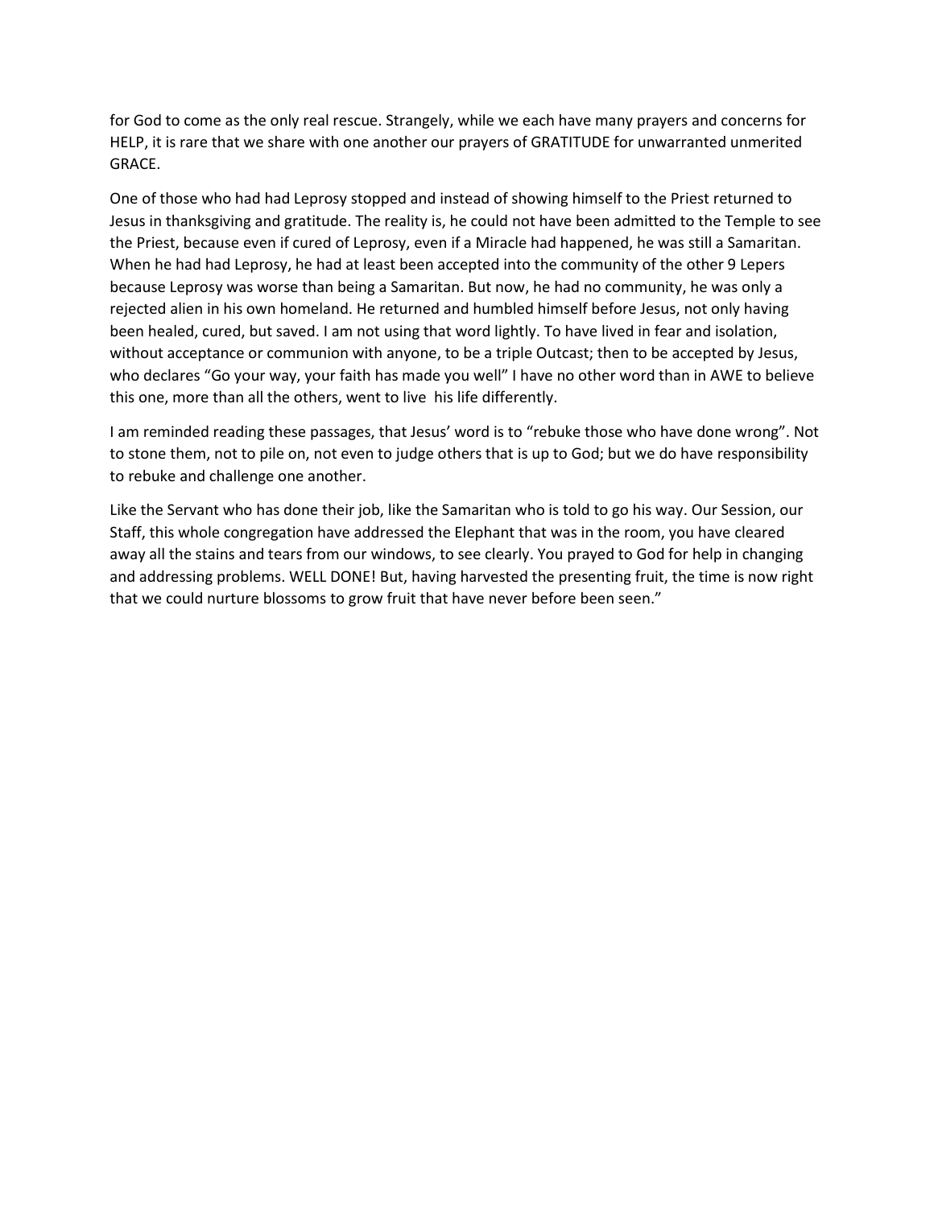for God to come as the only real rescue. Strangely, while we each have many prayers and concerns for HELP, it is rare that we share with one another our prayers of GRATITUDE for unwarranted unmerited GRACE.

One of those who had had Leprosy stopped and instead of showing himself to the Priest returned to Jesus in thanksgiving and gratitude. The reality is, he could not have been admitted to the Temple to see the Priest, because even if cured of Leprosy, even if a Miracle had happened, he was still a Samaritan. When he had had Leprosy, he had at least been accepted into the community of the other 9 Lepers because Leprosy was worse than being a Samaritan. But now, he had no community, he was only a rejected alien in his own homeland. He returned and humbled himself before Jesus, not only having been healed, cured, but saved. I am not using that word lightly. To have lived in fear and isolation, without acceptance or communion with anyone, to be a triple Outcast; then to be accepted by Jesus, who declares "Go your way, your faith has made you well" I have no other word than in AWE to believe this one, more than all the others, went to live his life differently.

I am reminded reading these passages, that Jesus' word is to "rebuke those who have done wrong". Not to stone them, not to pile on, not even to judge others that is up to God; but we do have responsibility to rebuke and challenge one another.

Like the Servant who has done their job, like the Samaritan who is told to go his way. Our Session, our Staff, this whole congregation have addressed the Elephant that was in the room, you have cleared away all the stains and tears from our windows, to see clearly. You prayed to God for help in changing and addressing problems. WELL DONE! But, having harvested the presenting fruit, the time is now right that we could nurture blossoms to grow fruit that have never before been seen."